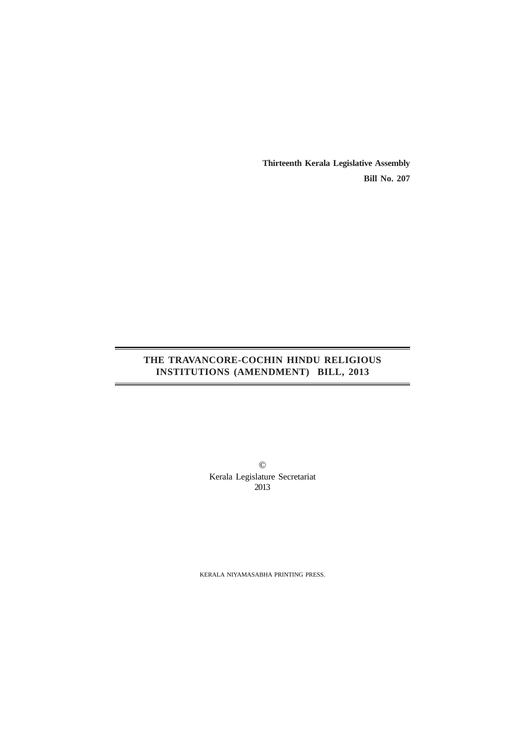**Thirteenth Kerala Legislative Assembly**

**Bill No. 207**

# THE TRAVANCORE-COCHIN HINDU RELIGIOUS INSTITUTIONS (AMENDMENT) BILL, 2013

©
Kerala Legislature Secretariat
2013

KERALA NIYAMASABHA PRINTING PRESS.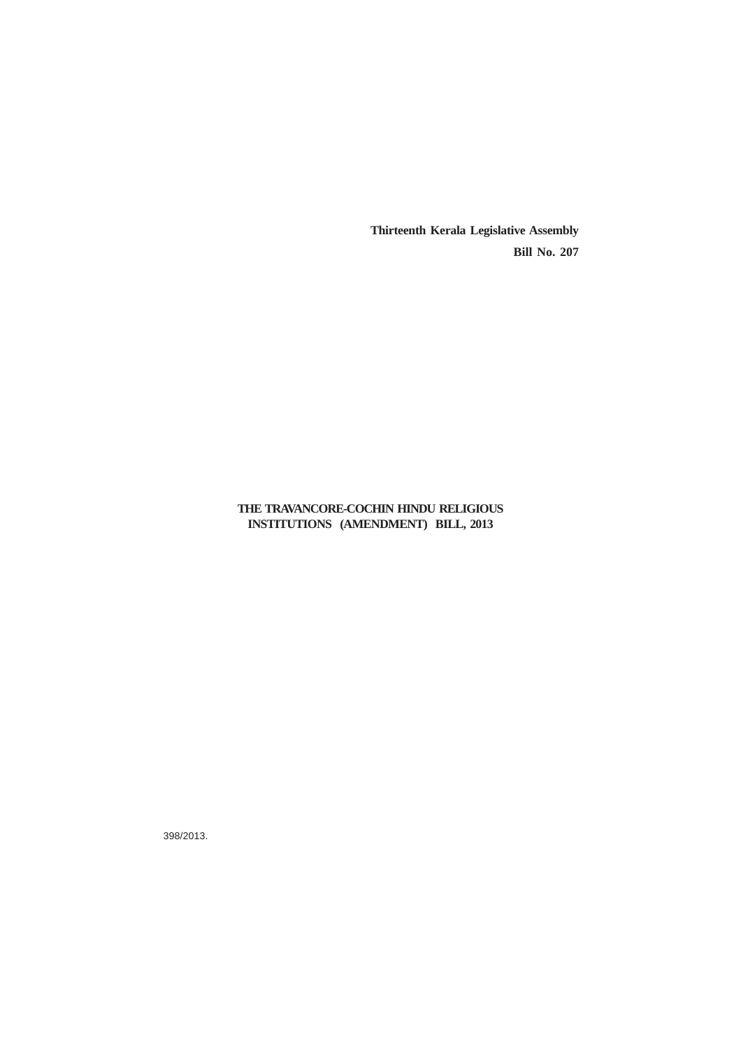**Thirteenth Kerala Legislative Assembly**

**Bill No. 207**

# THE TRAVANCORE-COCHIN HINDU RELIGIOUS INSTITUTIONS (AMENDMENT) BILL, 2013

398/2013.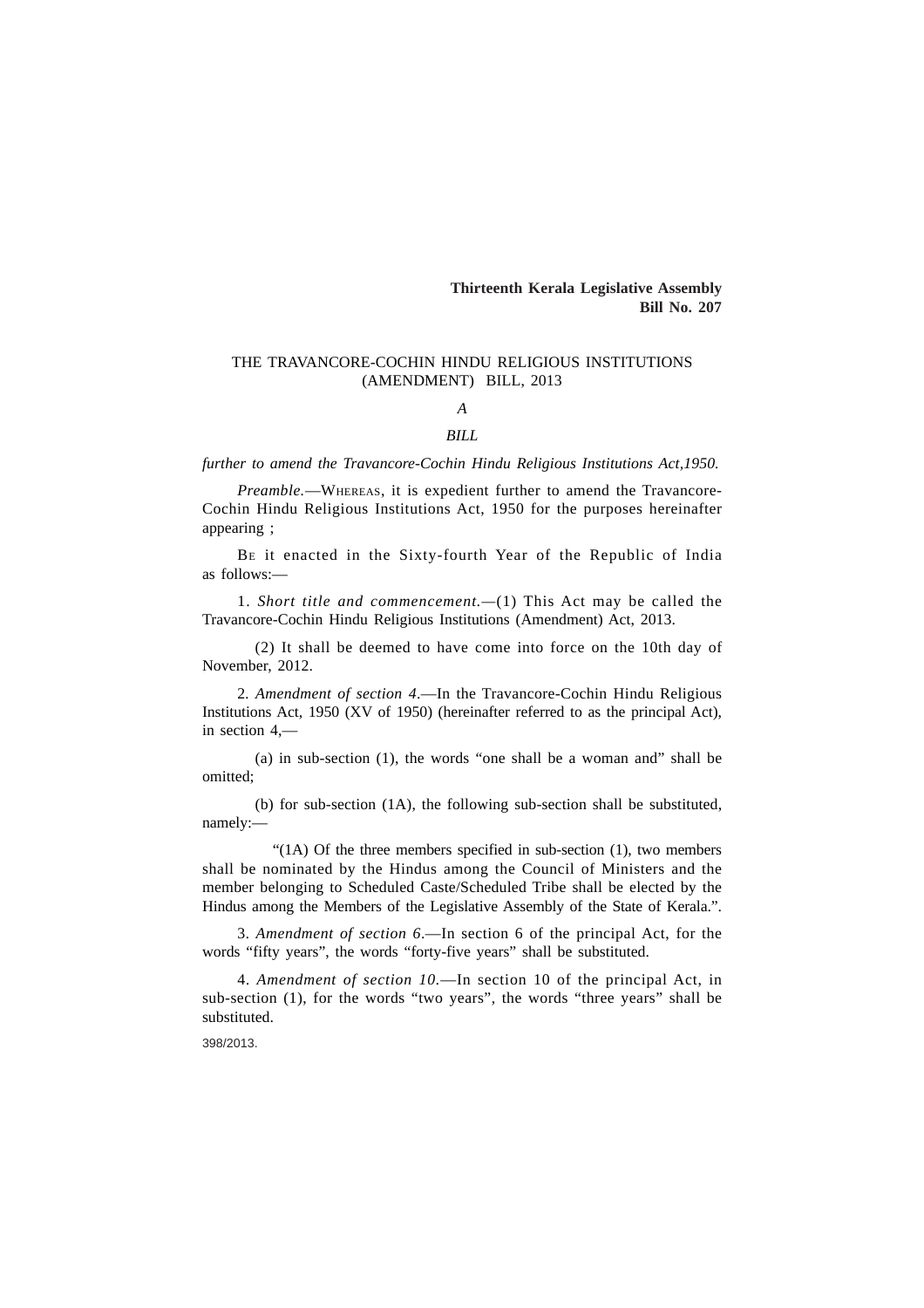**Thirteenth Kerala Legislative Assembly**
**Bill No. 207**

# THE TRAVANCORE-COCHIN HINDU RELIGIOUS INSTITUTIONS (AMENDMENT) BILL, 2013

*A*

*BILL*

*further to amend the Travancore-Cochin Hindu Religious Institutions Act,1950.*

*Preamble.*—WHEREAS, it is expedient further to amend the Travancore-Cochin Hindu Religious Institutions Act, 1950 for the purposes hereinafter appearing ;

BE it enacted in the Sixty-fourth Year of the Republic of India as follows:—

1. *Short title and commencement.*—(1) This Act may be called the Travancore-Cochin Hindu Religious Institutions (Amendment) Act, 2013.

(2) It shall be deemed to have come into force on the 10th day of November, 2012.

2. *Amendment of section 4.*—In the Travancore-Cochin Hindu Religious Institutions Act, 1950 (XV of 1950) (hereinafter referred to as the principal Act), in section 4,—

(a) in sub-section (1), the words "one shall be a woman and" shall be omitted;

(b) for sub-section (1A), the following sub-section shall be substituted, namely:—

"(1A) Of the three members specified in sub-section (1), two members shall be nominated by the Hindus among the Council of Ministers and the member belonging to Scheduled Caste/Scheduled Tribe shall be elected by the Hindus among the Members of the Legislative Assembly of the State of Kerala.".

3. *Amendment of section 6.*—In section 6 of the principal Act, for the words "fifty years", the words "forty-five years" shall be substituted.

4. *Amendment of section 10.*—In section 10 of the principal Act, in sub-section (1), for the words "two years", the words "three years" shall be substituted.

398/2013.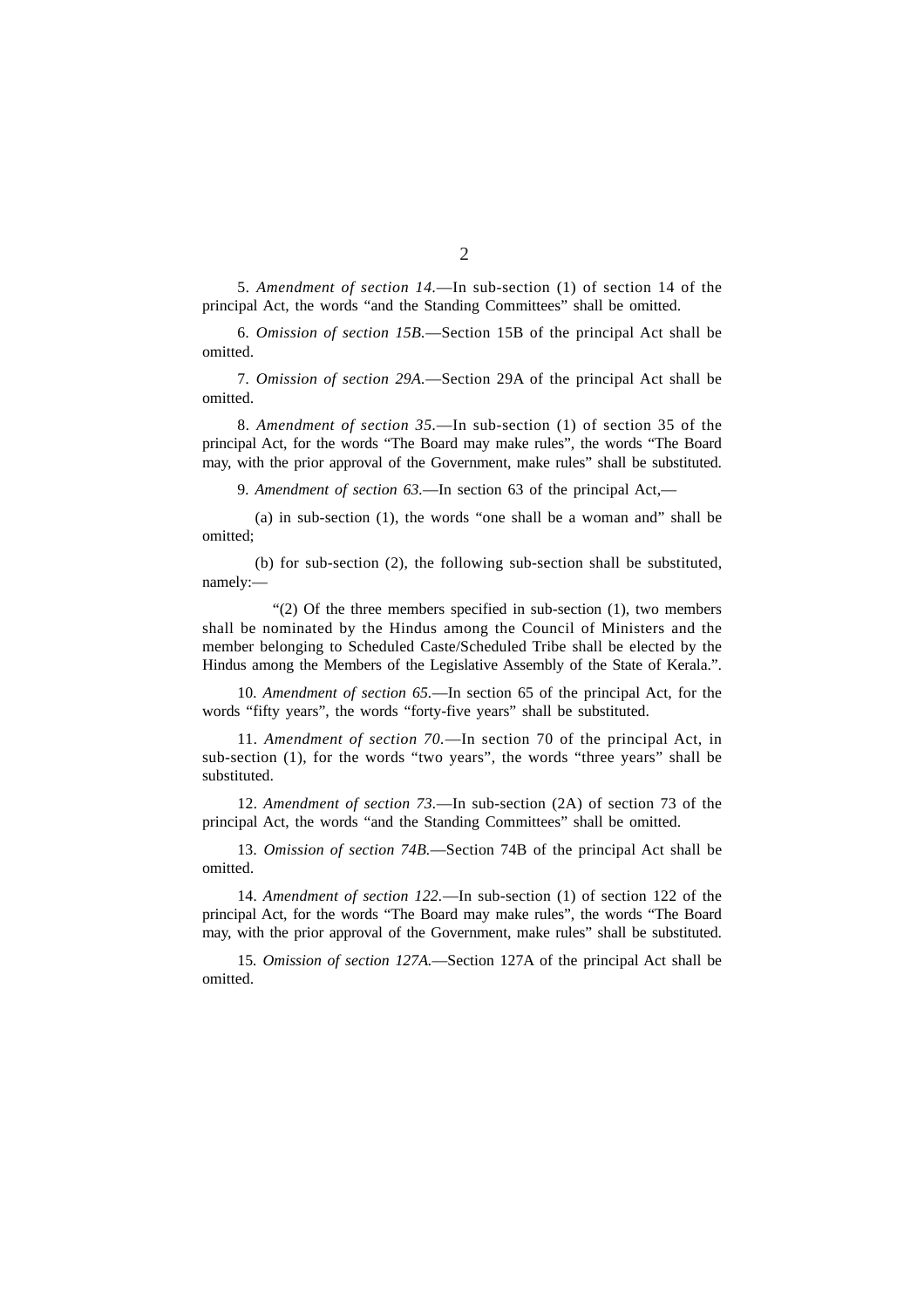5. *Amendment of section 14.*—In sub-section (1) of section 14 of the principal Act, the words "and the Standing Committees" shall be omitted.

6. *Omission of section 15B.*—Section 15B of the principal Act shall be omitted.

7. *Omission of section 29A.*—Section 29A of the principal Act shall be omitted.

8. *Amendment of section 35.*—In sub-section (1) of section 35 of the principal Act, for the words "The Board may make rules", the words "The Board may, with the prior approval of the Government, make rules" shall be substituted.

9. *Amendment of section 63.*—In section 63 of the principal Act,—

(a) in sub-section (1), the words "one shall be a woman and" shall be omitted;

(b) for sub-section (2), the following sub-section shall be substituted, namely:—

"(2) Of the three members specified in sub-section (1), two members shall be nominated by the Hindus among the Council of Ministers and the member belonging to Scheduled Caste/Scheduled Tribe shall be elected by the Hindus among the Members of the Legislative Assembly of the State of Kerala.".

10. *Amendment of section 65.*—In section 65 of the principal Act, for the words "fifty years", the words "forty-five years" shall be substituted.

11. *Amendment of section 70.*—In section 70 of the principal Act, in sub-section (1), for the words "two years", the words "three years" shall be substituted.

12. *Amendment of section 73.*—In sub-section (2A) of section 73 of the principal Act, the words "and the Standing Committees" shall be omitted.

13. *Omission of section 74B.*—Section 74B of the principal Act shall be omitted.

14. *Amendment of section 122.*—In sub-section (1) of section 122 of the principal Act, for the words "The Board may make rules", the words "The Board may, with the prior approval of the Government, make rules" shall be substituted.

15. *Omission of section 127A.*—Section 127A of the principal Act shall be omitted.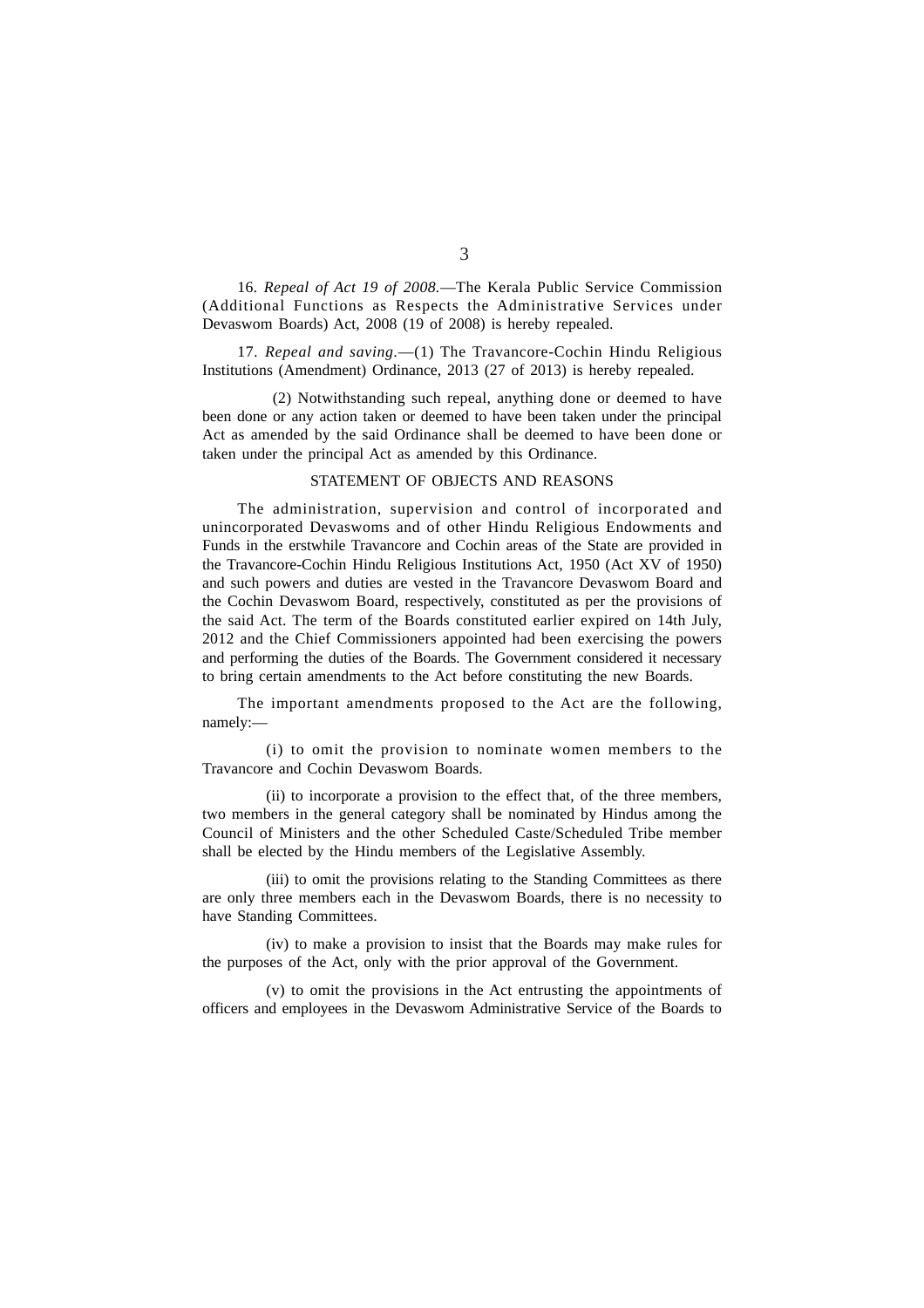16. *Repeal of Act 19 of 2008.*—The Kerala Public Service Commission (Additional Functions as Respects the Administrative Services under Devaswom Boards) Act, 2008 (19 of 2008) is hereby repealed.

17. *Repeal and saving.*—(1) The Travancore-Cochin Hindu Religious Institutions (Amendment) Ordinance, 2013 (27 of 2013) is hereby repealed.

(2) Notwithstanding such repeal, anything done or deemed to have been done or any action taken or deemed to have been taken under the principal Act as amended by the said Ordinance shall be deemed to have been done or taken under the principal Act as amended by this Ordinance.

## STATEMENT OF OBJECTS AND REASONS

The administration, supervision and control of incorporated and unincorporated Devaswoms and of other Hindu Religious Endowments and Funds in the erstwhile Travancore and Cochin areas of the State are provided in the Travancore-Cochin Hindu Religious Institutions Act, 1950 (Act XV of 1950) and such powers and duties are vested in the Travancore Devaswom Board and the Cochin Devaswom Board, respectively, constituted as per the provisions of the said Act. The term of the Boards constituted earlier expired on 14th July, 2012 and the Chief Commissioners appointed had been exercising the powers and performing the duties of the Boards. The Government considered it necessary to bring certain amendments to the Act before constituting the new Boards.

The important amendments proposed to the Act are the following, namely:—

(i) to omit the provision to nominate women members to the Travancore and Cochin Devaswom Boards.

(ii) to incorporate a provision to the effect that, of the three members, two members in the general category shall be nominated by Hindus among the Council of Ministers and the other Scheduled Caste/Scheduled Tribe member shall be elected by the Hindu members of the Legislative Assembly.

(iii) to omit the provisions relating to the Standing Committees as there are only three members each in the Devaswom Boards, there is no necessity to have Standing Committees.

(iv) to make a provision to insist that the Boards may make rules for the purposes of the Act, only with the prior approval of the Government.

(v) to omit the provisions in the Act entrusting the appointments of officers and employees in the Devaswom Administrative Service of the Boards to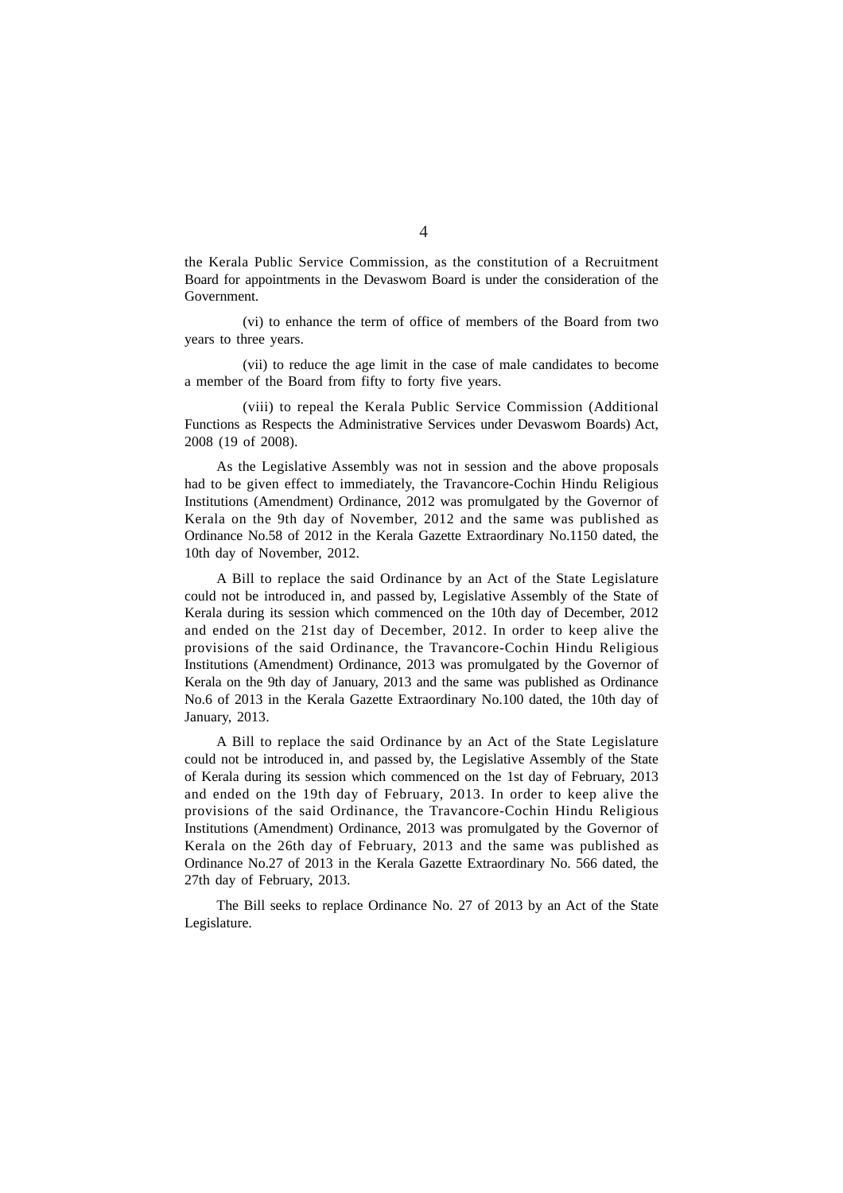the Kerala Public Service Commission, as the constitution of a Recruitment Board for appointments in the Devaswom Board is under the consideration of the Government.

(vi) to enhance the term of office of members of the Board from two years to three years.

(vii) to reduce the age limit in the case of male candidates to become a member of the Board from fifty to forty five years.

(viii) to repeal the Kerala Public Service Commission (Additional Functions as Respects the Administrative Services under Devaswom Boards) Act, 2008 (19 of 2008).

As the Legislative Assembly was not in session and the above proposals had to be given effect to immediately, the Travancore-Cochin Hindu Religious Institutions (Amendment) Ordinance, 2012 was promulgated by the Governor of Kerala on the 9th day of November, 2012 and the same was published as Ordinance No.58 of 2012 in the Kerala Gazette Extraordinary No.1150 dated, the 10th day of November, 2012.

A Bill to replace the said Ordinance by an Act of the State Legislature could not be introduced in, and passed by, Legislative Assembly of the State of Kerala during its session which commenced on the 10th day of December, 2012 and ended on the 21st day of December, 2012. In order to keep alive the provisions of the said Ordinance, the Travancore-Cochin Hindu Religious Institutions (Amendment) Ordinance, 2013 was promulgated by the Governor of Kerala on the 9th day of January, 2013 and the same was published as Ordinance No.6 of 2013 in the Kerala Gazette Extraordinary No.100 dated, the 10th day of January, 2013.

A Bill to replace the said Ordinance by an Act of the State Legislature could not be introduced in, and passed by, the Legislative Assembly of the State of Kerala during its session which commenced on the 1st day of February, 2013 and ended on the 19th day of February, 2013. In order to keep alive the provisions of the said Ordinance, the Travancore-Cochin Hindu Religious Institutions (Amendment) Ordinance, 2013 was promulgated by the Governor of Kerala on the 26th day of February, 2013 and the same was published as Ordinance No.27 of 2013 in the Kerala Gazette Extraordinary No. 566 dated, the 27th day of February, 2013.

The Bill seeks to replace Ordinance No. 27 of 2013 by an Act of the State Legislature.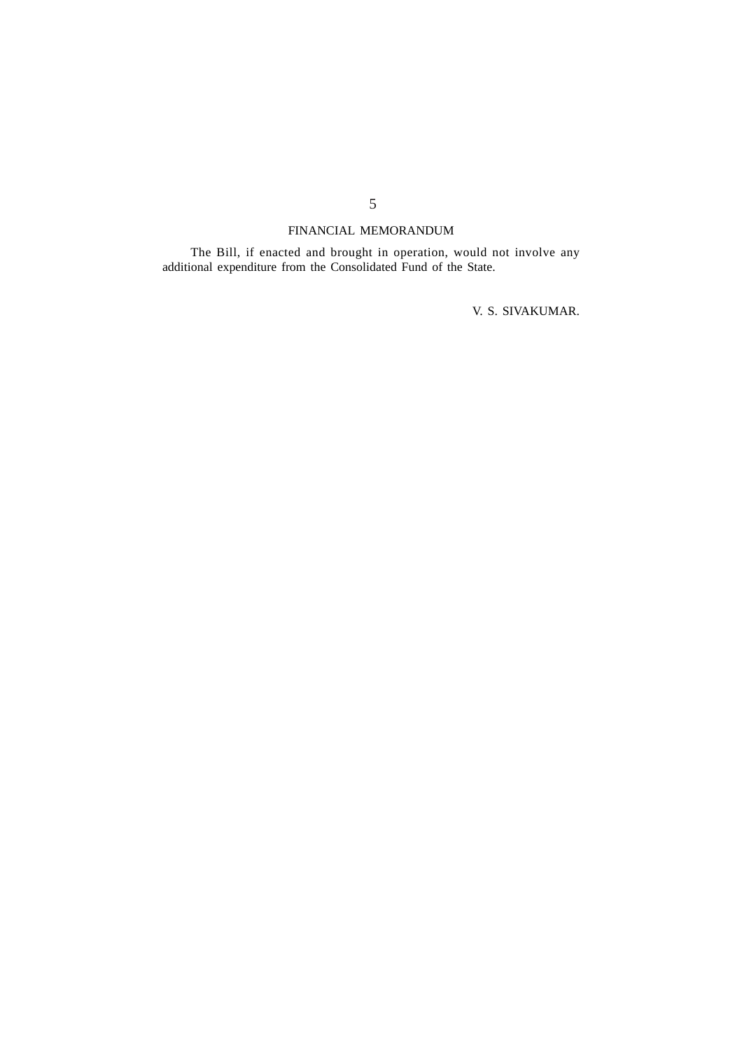## FINANCIAL MEMORANDUM

The Bill, if enacted and brought in operation, would not involve any additional expenditure from the Consolidated Fund of the State.

V. S. SIVAKUMAR.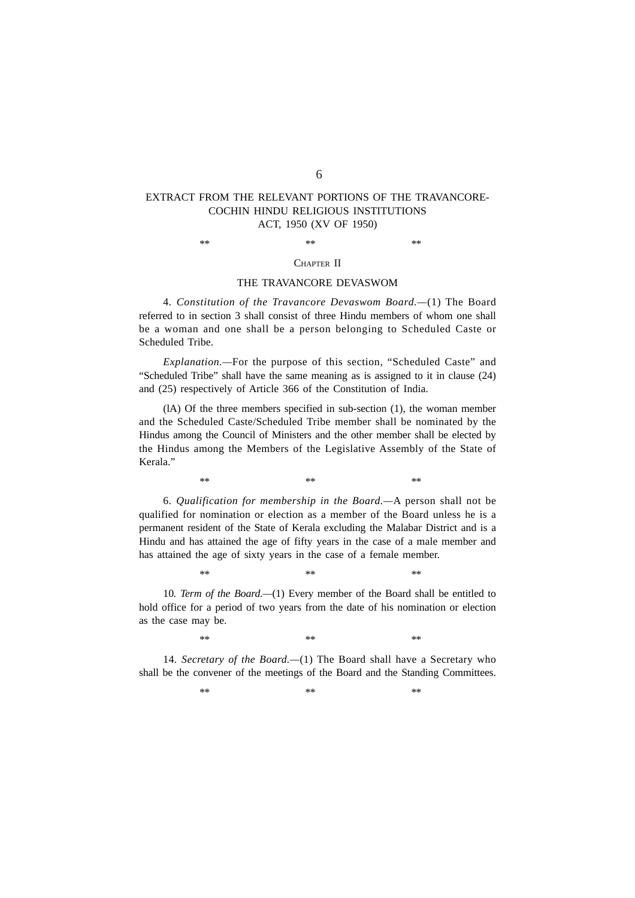EXTRACT FROM THE RELEVANT PORTIONS OF THE TRAVANCORE-COCHIN HINDU RELIGIOUS INSTITUTIONS ACT, 1950 (XV OF 1950)

** ** **

## Chapter II

## THE TRAVANCORE DEVASWOM

4. *Constitution of the Travancore Devaswom Board.*—(1) The Board referred to in section 3 shall consist of three Hindu members of whom one shall be a woman and one shall be a person belonging to Scheduled Caste or Scheduled Tribe.

*Explanation.*—For the purpose of this section, "Scheduled Caste" and "Scheduled Tribe" shall have the same meaning as is assigned to it in clause (24) and (25) respectively of Article 366 of the Constitution of India.

(lA) Of the three members specified in sub-section (1), the woman member and the Scheduled Caste/Scheduled Tribe member shall be nominated by the Hindus among the Council of Ministers and the other member shall be elected by the Hindus among the Members of the Legislative Assembly of the State of Kerala."

** ** **

6. *Qualification for membership in the Board.*—A person shall not be qualified for nomination or election as a member of the Board unless he is a permanent resident of the State of Kerala excluding the Malabar District and is a Hindu and has attained the age of fifty years in the case of a male member and has attained the age of sixty years in the case of a female member.

** ** **

10. *Term of the Board.*—(1) Every member of the Board shall be entitled to hold office for a period of two years from the date of his nomination or election as the case may be.

** ** **

14. *Secretary of the Board.*—(1) The Board shall have a Secretary who shall be the convener of the meetings of the Board and the Standing Committees.

** ** **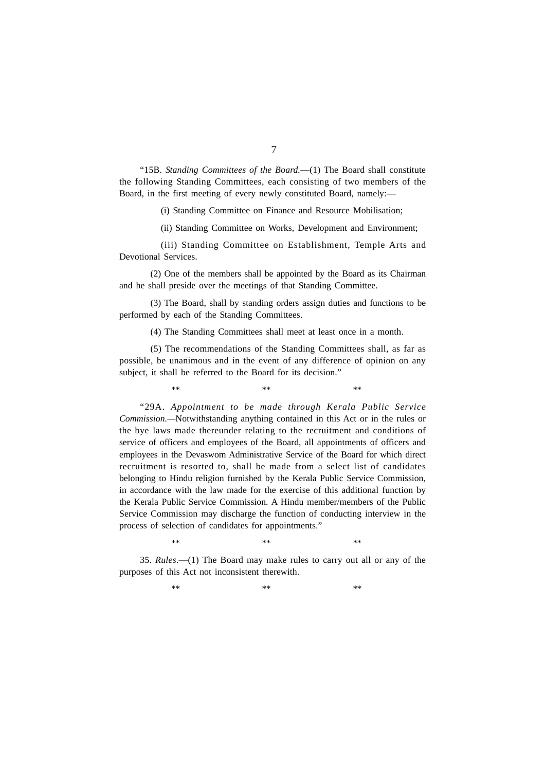"15B. *Standing Committees of the Board.*—(1) The Board shall constitute the following Standing Committees, each consisting of two members of the Board, in the first meeting of every newly constituted Board, namely:—

(i) Standing Committee on Finance and Resource Mobilisation;

(ii) Standing Committee on Works, Development and Environment;

(iii) Standing Committee on Establishment, Temple Arts and Devotional Services.

(2) One of the members shall be appointed by the Board as its Chairman and he shall preside over the meetings of that Standing Committee.

(3) The Board, shall by standing orders assign duties and functions to be performed by each of the Standing Committees.

(4) The Standing Committees shall meet at least once in a month.

(5) The recommendations of the Standing Committees shall, as far as possible, be unanimous and in the event of any difference of opinion on any subject, it shall be referred to the Board for its decision."

** ** **

"29A. *Appointment to be made through Kerala Public Service Commission.*—Notwithstanding anything contained in this Act or in the rules or the bye laws made thereunder relating to the recruitment and conditions of service of officers and employees of the Board, all appointments of officers and employees in the Devaswom Administrative Service of the Board for which direct recruitment is resorted to, shall be made from a select list of candidates belonging to Hindu religion furnished by the Kerala Public Service Commission, in accordance with the law made for the exercise of this additional function by the Kerala Public Service Commission. A Hindu member/members of the Public Service Commission may discharge the function of conducting interview in the process of selection of candidates for appointments."

** ** **

35. *Rules*.—(1) The Board may make rules to carry out all or any of the purposes of this Act not inconsistent therewith.

** ** **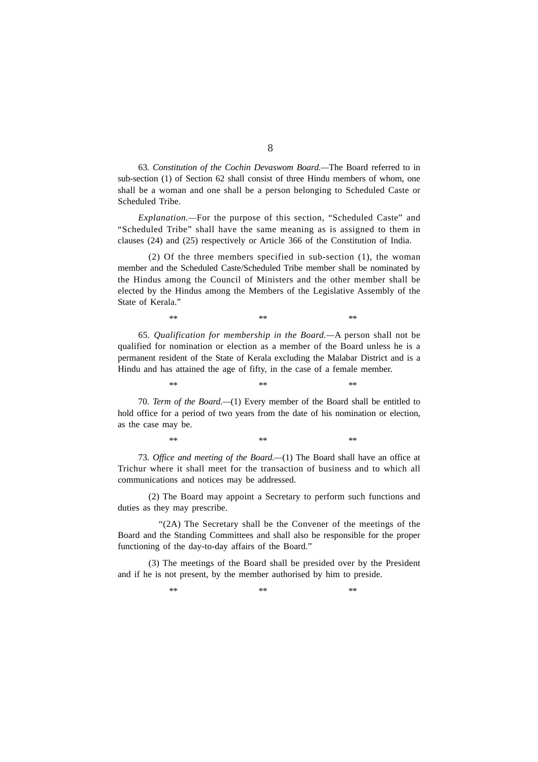63. *Constitution of the Cochin Devaswom Board.*—The Board referred to in sub-section (1) of Section 62 shall consist of three Hindu members of whom, one shall be a woman and one shall be a person belonging to Scheduled Caste or Scheduled Tribe.

*Explanation.*—For the purpose of this section, "Scheduled Caste" and "Scheduled Tribe" shall have the same meaning as is assigned to them in clauses (24) and (25) respectively or Article 366 of the Constitution of India.

(2) Of the three members specified in sub-section (1), the woman member and the Scheduled Caste/Scheduled Tribe member shall be nominated by the Hindus among the Council of Ministers and the other member shall be elected by the Hindus among the Members of the Legislative Assembly of the State of Kerala."

** ** **

65. *Qualification for membership in the Board.*—A person shall not be qualified for nomination or election as a member of the Board unless he is a permanent resident of the State of Kerala excluding the Malabar District and is a Hindu and has attained the age of fifty, in the case of a female member.

** ** **

70. *Term of the Board.*—(1) Every member of the Board shall be entitled to hold office for a period of two years from the date of his nomination or election, as the case may be.

** ** **

73. *Office and meeting of the Board.*—(1) The Board shall have an office at Trichur where it shall meet for the transaction of business and to which all communications and notices may be addressed.

(2) The Board may appoint a Secretary to perform such functions and duties as they may prescribe.

"(2A) The Secretary shall be the Convener of the meetings of the Board and the Standing Committees and shall also be responsible for the proper functioning of the day-to-day affairs of the Board."

(3) The meetings of the Board shall be presided over by the President and if he is not present, by the member authorised by him to preside.

** ** **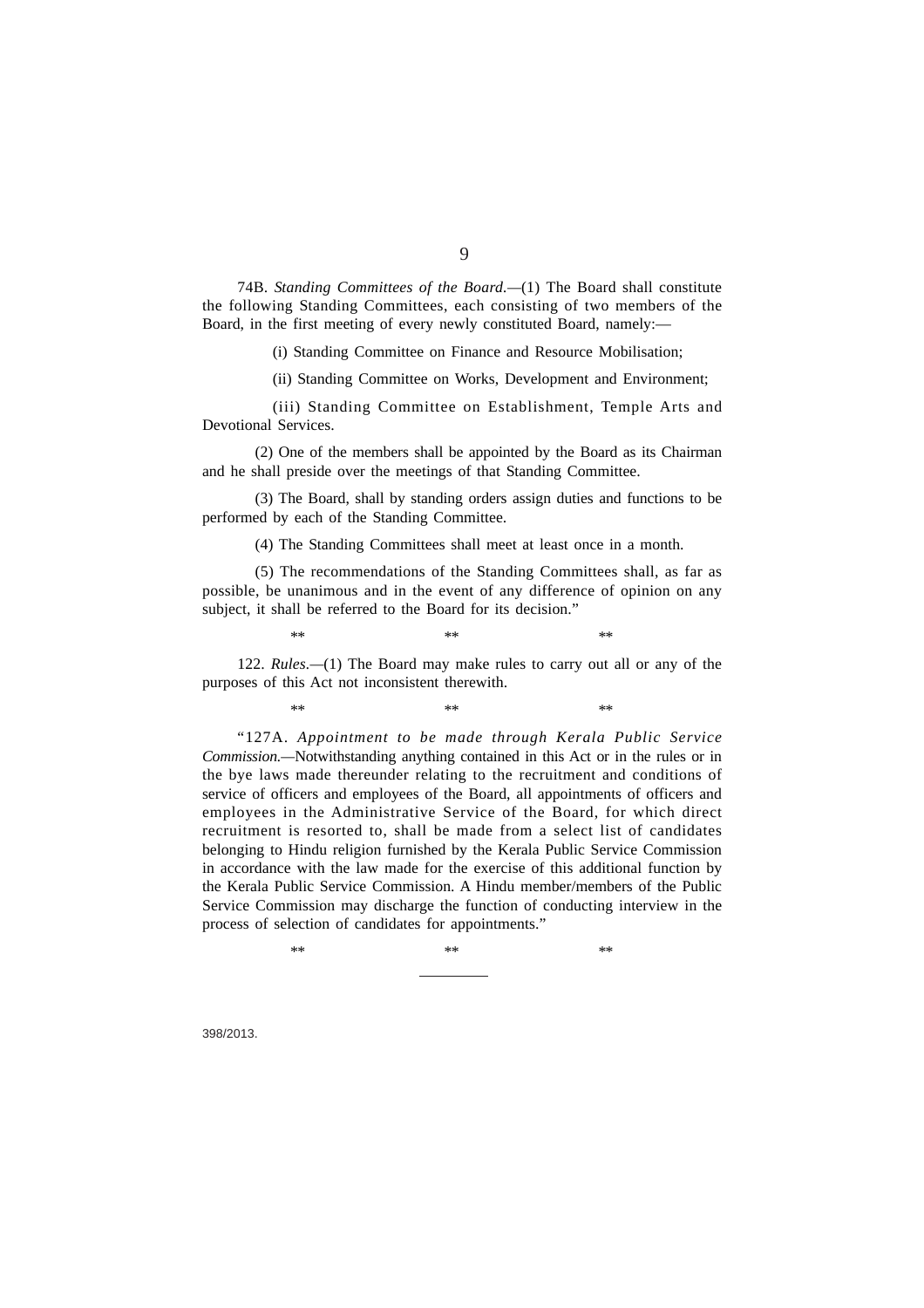74B. *Standing Committees of the Board.*—(1) The Board shall constitute the following Standing Committees, each consisting of two members of the Board, in the first meeting of every newly constituted Board, namely:—

(i) Standing Committee on Finance and Resource Mobilisation;

(ii) Standing Committee on Works, Development and Environment;

(iii) Standing Committee on Establishment, Temple Arts and Devotional Services.

(2) One of the members shall be appointed by the Board as its Chairman and he shall preside over the meetings of that Standing Committee.

(3) The Board, shall by standing orders assign duties and functions to be performed by each of the Standing Committee.

(4) The Standing Committees shall meet at least once in a month.

(5) The recommendations of the Standing Committees shall, as far as possible, be unanimous and in the event of any difference of opinion on any subject, it shall be referred to the Board for its decision."

** ** **

122. *Rules*.—(1) The Board may make rules to carry out all or any of the purposes of this Act not inconsistent therewith.

** ** **

"127A. *Appointment to be made through Kerala Public Service Commission.*—Notwithstanding anything contained in this Act or in the rules or in the bye laws made thereunder relating to the recruitment and conditions of service of officers and employees of the Board, all appointments of officers and employees in the Administrative Service of the Board, for which direct recruitment is resorted to, shall be made from a select list of candidates belonging to Hindu religion furnished by the Kerala Public Service Commission in accordance with the law made for the exercise of this additional function by the Kerala Public Service Commission. A Hindu member/members of the Public Service Commission may discharge the function of conducting interview in the process of selection of candidates for appointments."

** ** **

---

398/2013.